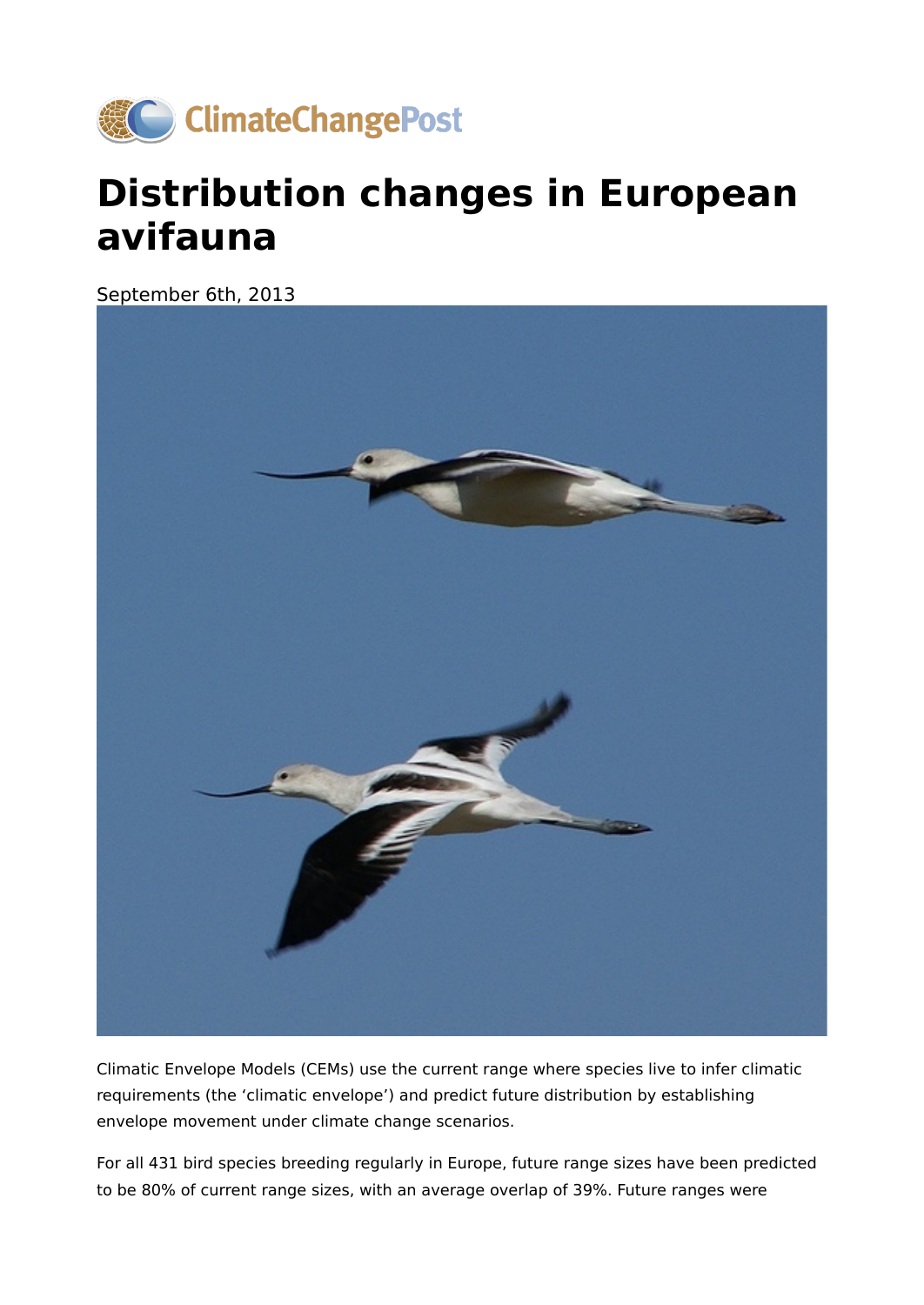# Distribution changes in European avifauna

September 6th, 2013

Climatic Envelope Models (CEMs) use the current range where species live to infer climatic requirements (the 'climatic envelope') and predict future distribution by establishing envelope movement under climate change scenarios.

For all 431 bird species breeding regularly in Europe, future range sizes have been predicted to be 80% of current range sizes, with an average overlap of 39%. Future ranges were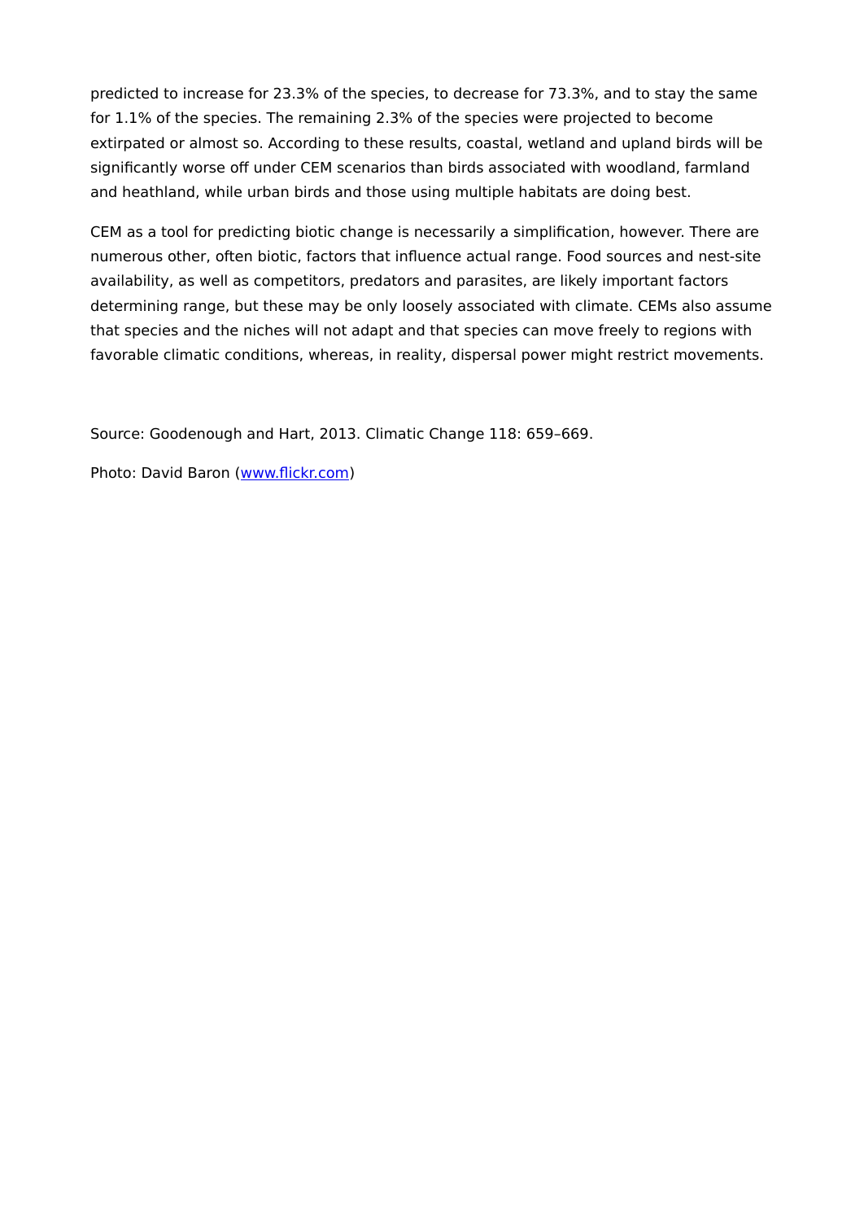predicted to increase for 23.3% of the species, to decrease for 73.3%, and to stay the same for 1.1% of the species. The remaining 2.3% of the species were projected to become extirpated or almost so. According to these results, coastal, wetland and upland birds will be significantly worse off under CEM scenarios than birds associated with woodland, farmland and heathland, while urban birds and those using multiple habitats are doing best.

CEM as a tool for predicting biotic change is necessarily a simplification, however. There are numerous other, often biotic, factors that influence actual range. Food sources and nest-site availability, as well as competitors, predators and parasites, are likely important factors determining range, but these may be only loosely associated with climate. CEMs also assume that species and the niches will not adapt and that species can move freely to regions with favorable climatic conditions, whereas, in reality, dispersal power might restrict movements.

Source: Goodenough and Hart, 2013. Climatic Change 118: 659–669.

Photo: David Baron ([www.flickr.com](www.flickr.com))